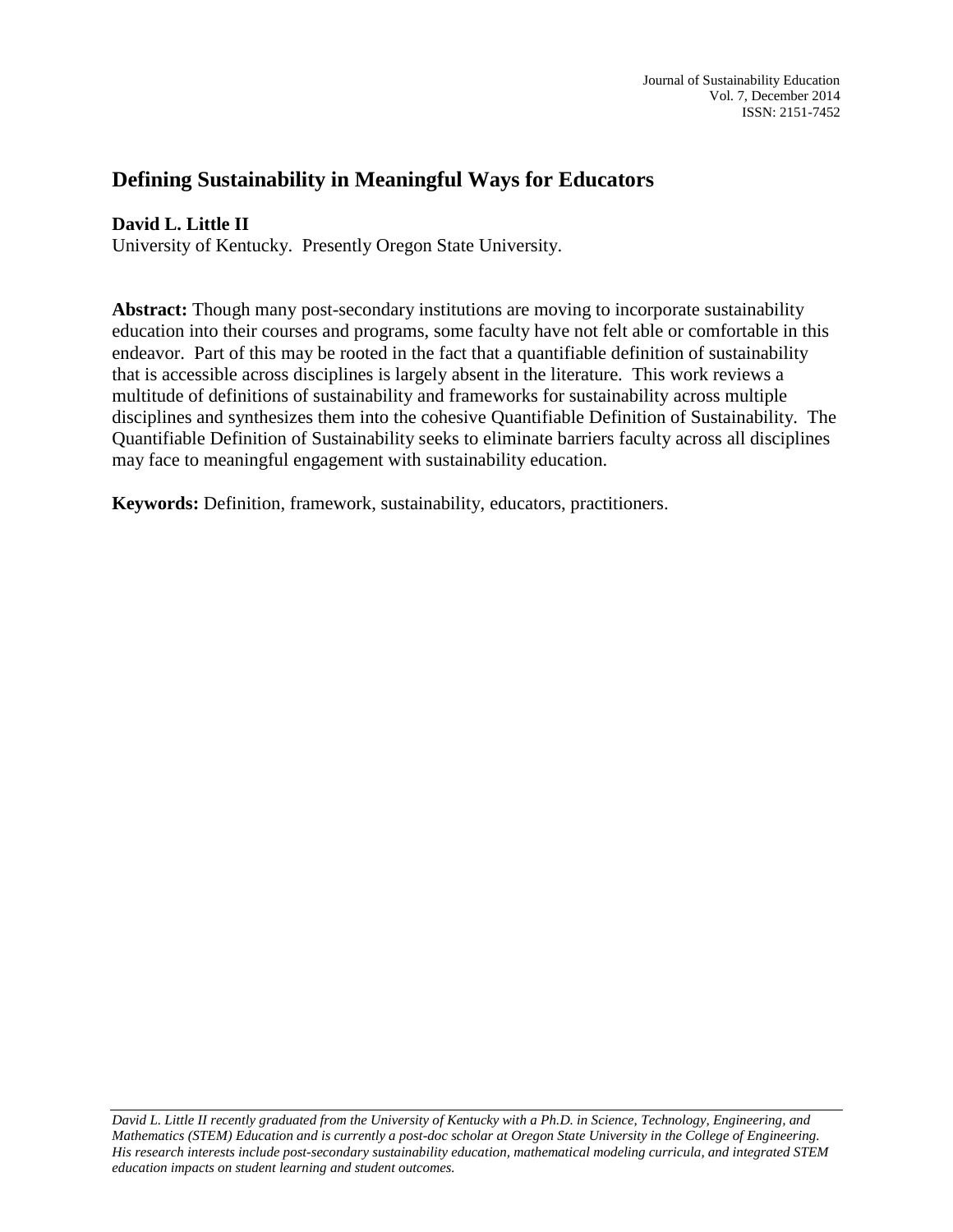# Defining Sustainability in Meaningful Ways for Educators

**David L. Little II**
University of Kentucky. Presently Oregon State University.

**Abstract:** Though many post-secondary institutions are moving to incorporate sustainability education into their courses and programs, some faculty have not felt able or comfortable in this endeavor. Part of this may be rooted in the fact that a quantifiable definition of sustainability that is accessible across disciplines is largely absent in the literature. This work reviews a multitude of definitions of sustainability and frameworks for sustainability across multiple disciplines and synthesizes them into the cohesive Quantifiable Definition of Sustainability. The Quantifiable Definition of Sustainability seeks to eliminate barriers faculty across all disciplines may face to meaningful engagement with sustainability education.

**Keywords:** Definition, framework, sustainability, educators, practitioners.

*David L. Little II recently graduated from the University of Kentucky with a Ph.D. in Science, Technology, Engineering, and Mathematics (STEM) Education and is currently a post-doc scholar at Oregon State University in the College of Engineering. His research interests include post-secondary sustainability education, mathematical modeling curricula, and integrated STEM education impacts on student learning and student outcomes.*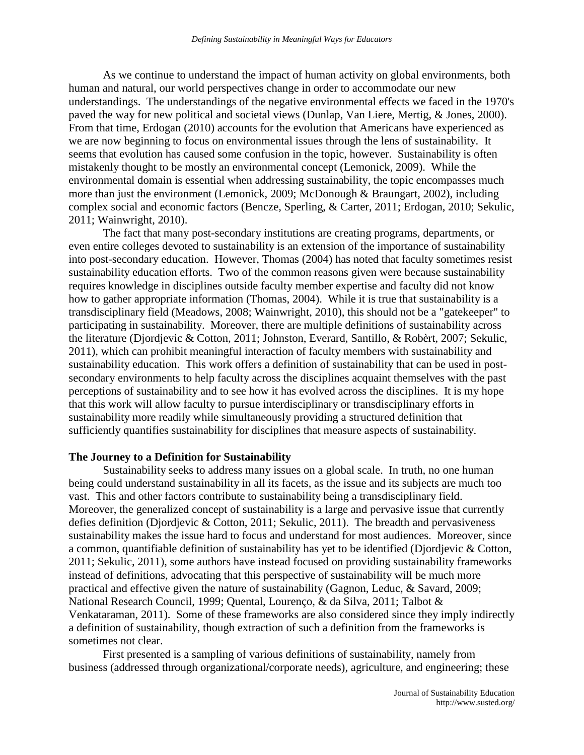As we continue to understand the impact of human activity on global environments, both human and natural, our world perspectives change in order to accommodate our new understandings. The understandings of the negative environmental effects we faced in the 1970's paved the way for new political and societal views (Dunlap, Van Liere, Mertig, & Jones, 2000). From that time, Erdogan (2010) accounts for the evolution that Americans have experienced as we are now beginning to focus on environmental issues through the lens of sustainability. It seems that evolution has caused some confusion in the topic, however. Sustainability is often mistakenly thought to be mostly an environmental concept (Lemonick, 2009). While the environmental domain is essential when addressing sustainability, the topic encompasses much more than just the environment (Lemonick, 2009; McDonough & Braungart, 2002), including complex social and economic factors (Bencze, Sperling, & Carter, 2011; Erdogan, 2010; Sekulic, 2011; Wainwright, 2010).

The fact that many post-secondary institutions are creating programs, departments, or even entire colleges devoted to sustainability is an extension of the importance of sustainability into post-secondary education. However, Thomas (2004) has noted that faculty sometimes resist sustainability education efforts. Two of the common reasons given were because sustainability requires knowledge in disciplines outside faculty member expertise and faculty did not know how to gather appropriate information (Thomas, 2004). While it is true that sustainability is a transdisciplinary field (Meadows, 2008; Wainwright, 2010), this should not be a "gatekeeper" to participating in sustainability. Moreover, there are multiple definitions of sustainability across the literature (Djordjevic & Cotton, 2011; Johnston, Everard, Santillo, & Robèrt, 2007; Sekulic, 2011), which can prohibit meaningful interaction of faculty members with sustainability and sustainability education. This work offers a definition of sustainability that can be used in post-secondary environments to help faculty across the disciplines acquaint themselves with the past perceptions of sustainability and to see how it has evolved across the disciplines. It is my hope that this work will allow faculty to pursue interdisciplinary or transdisciplinary efforts in sustainability more readily while simultaneously providing a structured definition that sufficiently quantifies sustainability for disciplines that measure aspects of sustainability.

**The Journey to a Definition for Sustainability**

Sustainability seeks to address many issues on a global scale. In truth, no one human being could understand sustainability in all its facets, as the issue and its subjects are much too vast. This and other factors contribute to sustainability being a transdisciplinary field. Moreover, the generalized concept of sustainability is a large and pervasive issue that currently defies definition (Djordjevic & Cotton, 2011; Sekulic, 2011). The breadth and pervasiveness sustainability makes the issue hard to focus and understand for most audiences. Moreover, since a common, quantifiable definition of sustainability has yet to be identified (Djordjevic & Cotton, 2011; Sekulic, 2011), some authors have instead focused on providing sustainability frameworks instead of definitions, advocating that this perspective of sustainability will be much more practical and effective given the nature of sustainability (Gagnon, Leduc, & Savard, 2009; National Research Council, 1999; Quental, Lourenço, & da Silva, 2011; Talbot & Venkataraman, 2011). Some of these frameworks are also considered since they imply indirectly a definition of sustainability, though extraction of such a definition from the frameworks is sometimes not clear.

First presented is a sampling of various definitions of sustainability, namely from business (addressed through organizational/corporate needs), agriculture, and engineering; these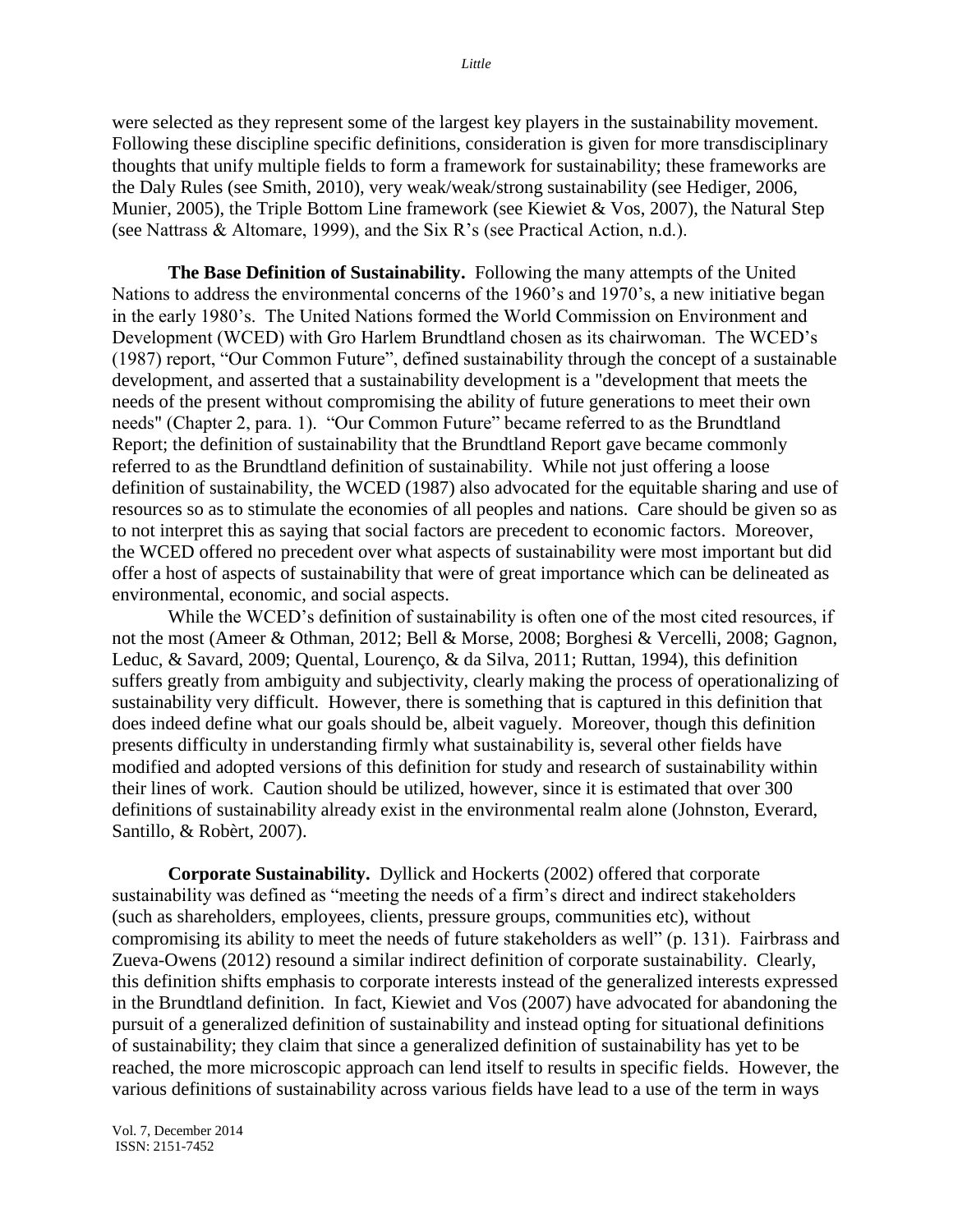were selected as they represent some of the largest key players in the sustainability movement. Following these discipline specific definitions, consideration is given for more transdisciplinary thoughts that unify multiple fields to form a framework for sustainability; these frameworks are the Daly Rules (see Smith, 2010), very weak/weak/strong sustainability (see Hediger, 2006, Munier, 2005), the Triple Bottom Line framework (see Kiewiet & Vos, 2007), the Natural Step (see Nattrass & Altomare, 1999), and the Six R's (see Practical Action, n.d.).

**The Base Definition of Sustainability.** Following the many attempts of the United Nations to address the environmental concerns of the 1960's and 1970's, a new initiative began in the early 1980's. The United Nations formed the World Commission on Environment and Development (WCED) with Gro Harlem Brundtland chosen as its chairwoman. The WCED's (1987) report, "Our Common Future", defined sustainability through the concept of a sustainable development, and asserted that a sustainability development is a "development that meets the needs of the present without compromising the ability of future generations to meet their own needs" (Chapter 2, para. 1). "Our Common Future" became referred to as the Brundtland Report; the definition of sustainability that the Brundtland Report gave became commonly referred to as the Brundtland definition of sustainability. While not just offering a loose definition of sustainability, the WCED (1987) also advocated for the equitable sharing and use of resources so as to stimulate the economies of all peoples and nations. Care should be given so as to not interpret this as saying that social factors are precedent to economic factors. Moreover, the WCED offered no precedent over what aspects of sustainability were most important but did offer a host of aspects of sustainability that were of great importance which can be delineated as environmental, economic, and social aspects.

While the WCED's definition of sustainability is often one of the most cited resources, if not the most (Ameer & Othman, 2012; Bell & Morse, 2008; Borghesi & Vercelli, 2008; Gagnon, Leduc, & Savard, 2009; Quental, Lourenço, & da Silva, 2011; Ruttan, 1994), this definition suffers greatly from ambiguity and subjectivity, clearly making the process of operationalizing of sustainability very difficult. However, there is something that is captured in this definition that does indeed define what our goals should be, albeit vaguely. Moreover, though this definition presents difficulty in understanding firmly what sustainability is, several other fields have modified and adopted versions of this definition for study and research of sustainability within their lines of work. Caution should be utilized, however, since it is estimated that over 300 definitions of sustainability already exist in the environmental realm alone (Johnston, Everard, Santillo, & Robèrt, 2007).

**Corporate Sustainability.** Dyllick and Hockerts (2002) offered that corporate sustainability was defined as "meeting the needs of a firm's direct and indirect stakeholders (such as shareholders, employees, clients, pressure groups, communities etc), without compromising its ability to meet the needs of future stakeholders as well" (p. 131). Fairbrass and Zueva-Owens (2012) resound a similar indirect definition of corporate sustainability. Clearly, this definition shifts emphasis to corporate interests instead of the generalized interests expressed in the Brundtland definition. In fact, Kiewiet and Vos (2007) have advocated for abandoning the pursuit of a generalized definition of sustainability and instead opting for situational definitions of sustainability; they claim that since a generalized definition of sustainability has yet to be reached, the more microscopic approach can lend itself to results in specific fields. However, the various definitions of sustainability across various fields have lead to a use of the term in ways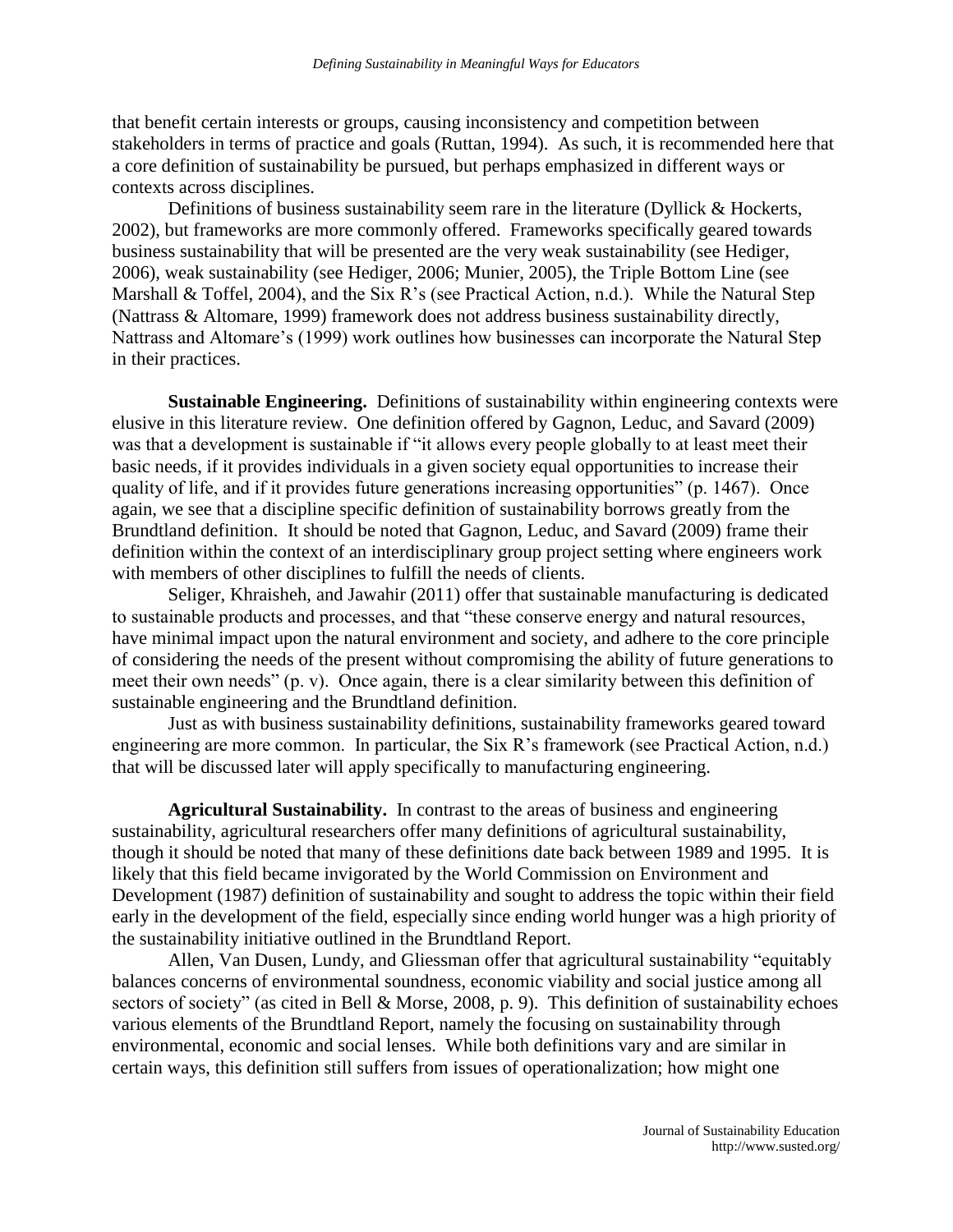that benefit certain interests or groups, causing inconsistency and competition between stakeholders in terms of practice and goals (Ruttan, 1994). As such, it is recommended here that a core definition of sustainability be pursued, but perhaps emphasized in different ways or contexts across disciplines.

Definitions of business sustainability seem rare in the literature (Dyllick & Hockerts, 2002), but frameworks are more commonly offered. Frameworks specifically geared towards business sustainability that will be presented are the very weak sustainability (see Hediger, 2006), weak sustainability (see Hediger, 2006; Munier, 2005), the Triple Bottom Line (see Marshall & Toffel, 2004), and the Six R's (see Practical Action, n.d.). While the Natural Step (Nattrass & Altomare, 1999) framework does not address business sustainability directly, Nattrass and Altomare's (1999) work outlines how businesses can incorporate the Natural Step in their practices.

**Sustainable Engineering.** Definitions of sustainability within engineering contexts were elusive in this literature review. One definition offered by Gagnon, Leduc, and Savard (2009) was that a development is sustainable if "it allows every people globally to at least meet their basic needs, if it provides individuals in a given society equal opportunities to increase their quality of life, and if it provides future generations increasing opportunities" (p. 1467). Once again, we see that a discipline specific definition of sustainability borrows greatly from the Brundtland definition. It should be noted that Gagnon, Leduc, and Savard (2009) frame their definition within the context of an interdisciplinary group project setting where engineers work with members of other disciplines to fulfill the needs of clients.

Seliger, Khraisheh, and Jawahir (2011) offer that sustainable manufacturing is dedicated to sustainable products and processes, and that "these conserve energy and natural resources, have minimal impact upon the natural environment and society, and adhere to the core principle of considering the needs of the present without compromising the ability of future generations to meet their own needs" (p. v). Once again, there is a clear similarity between this definition of sustainable engineering and the Brundtland definition.

Just as with business sustainability definitions, sustainability frameworks geared toward engineering are more common. In particular, the Six R's framework (see Practical Action, n.d.) that will be discussed later will apply specifically to manufacturing engineering.

**Agricultural Sustainability.** In contrast to the areas of business and engineering sustainability, agricultural researchers offer many definitions of agricultural sustainability, though it should be noted that many of these definitions date back between 1989 and 1995. It is likely that this field became invigorated by the World Commission on Environment and Development (1987) definition of sustainability and sought to address the topic within their field early in the development of the field, especially since ending world hunger was a high priority of the sustainability initiative outlined in the Brundtland Report.

Allen, Van Dusen, Lundy, and Gliessman offer that agricultural sustainability "equitably balances concerns of environmental soundness, economic viability and social justice among all sectors of society" (as cited in Bell & Morse, 2008, p. 9). This definition of sustainability echoes various elements of the Brundtland Report, namely the focusing on sustainability through environmental, economic and social lenses. While both definitions vary and are similar in certain ways, this definition still suffers from issues of operationalization; how might one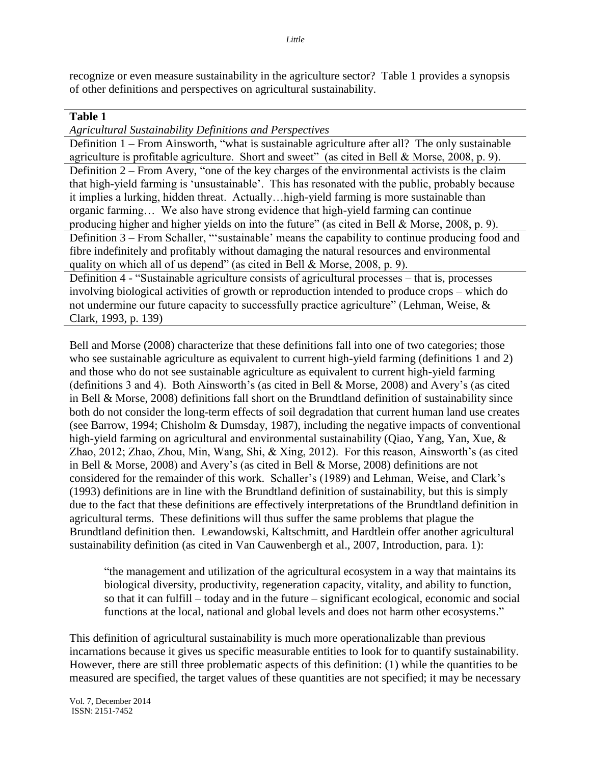recognize or even measure sustainability in the agriculture sector? Table 1 provides a synopsis of other definitions and perspectives on agricultural sustainability.

**Table 1**

*Agricultural Sustainability Definitions and Perspectives*

| |
|---|
| Definition 1 – From Ainsworth, "what is sustainable agriculture after all? The only sustainable agriculture is profitable agriculture. Short and sweet" (as cited in Bell & Morse, 2008, p. 9). |
| Definition 2 – From Avery, "one of the key charges of the environmental activists is the claim that high-yield farming is 'unsustainable'. This has resonated with the public, probably because it implies a lurking, hidden threat. Actually…high-yield farming is more sustainable than organic farming… We also have strong evidence that high-yield farming can continue producing higher and higher yields on into the future" (as cited in Bell & Morse, 2008, p. 9). |
| Definition 3 – From Schaller, "'sustainable' means the capability to continue producing food and fibre indefinitely and profitably without damaging the natural resources and environmental quality on which all of us depend" (as cited in Bell & Morse, 2008, p. 9). |
| Definition 4 - "Sustainable agriculture consists of agricultural processes – that is, processes involving biological activities of growth or reproduction intended to produce crops – which do not undermine our future capacity to successfully practice agriculture" (Lehman, Weise, & Clark, 1993, p. 139) |

Bell and Morse (2008) characterize that these definitions fall into one of two categories; those who see sustainable agriculture as equivalent to current high-yield farming (definitions 1 and 2) and those who do not see sustainable agriculture as equivalent to current high-yield farming (definitions 3 and 4). Both Ainsworth's (as cited in Bell & Morse, 2008) and Avery's (as cited in Bell & Morse, 2008) definitions fall short on the Brundtland definition of sustainability since both do not consider the long-term effects of soil degradation that current human land use creates (see Barrow, 1994; Chisholm & Dumsday, 1987), including the negative impacts of conventional high-yield farming on agricultural and environmental sustainability (Qiao, Yang, Yan, Xue, & Zhao, 2012; Zhao, Zhou, Min, Wang, Shi, & Xing, 2012). For this reason, Ainsworth's (as cited in Bell & Morse, 2008) and Avery's (as cited in Bell & Morse, 2008) definitions are not considered for the remainder of this work. Schaller's (1989) and Lehman, Weise, and Clark's (1993) definitions are in line with the Brundtland definition of sustainability, but this is simply due to the fact that these definitions are effectively interpretations of the Brundtland definition in agricultural terms. These definitions will thus suffer the same problems that plague the Brundtland definition then. Lewandowski, Kaltschmitt, and Hardtlein offer another agricultural sustainability definition (as cited in Van Cauwenbergh et al., 2007, Introduction, para. 1):

> "the management and utilization of the agricultural ecosystem in a way that maintains its biological diversity, productivity, regeneration capacity, vitality, and ability to function, so that it can fulfill – today and in the future – significant ecological, economic and social functions at the local, national and global levels and does not harm other ecosystems."

This definition of agricultural sustainability is much more operationalizable than previous incarnations because it gives us specific measurable entities to look for to quantify sustainability. However, there are still three problematic aspects of this definition: (1) while the quantities to be measured are specified, the target values of these quantities are not specified; it may be necessary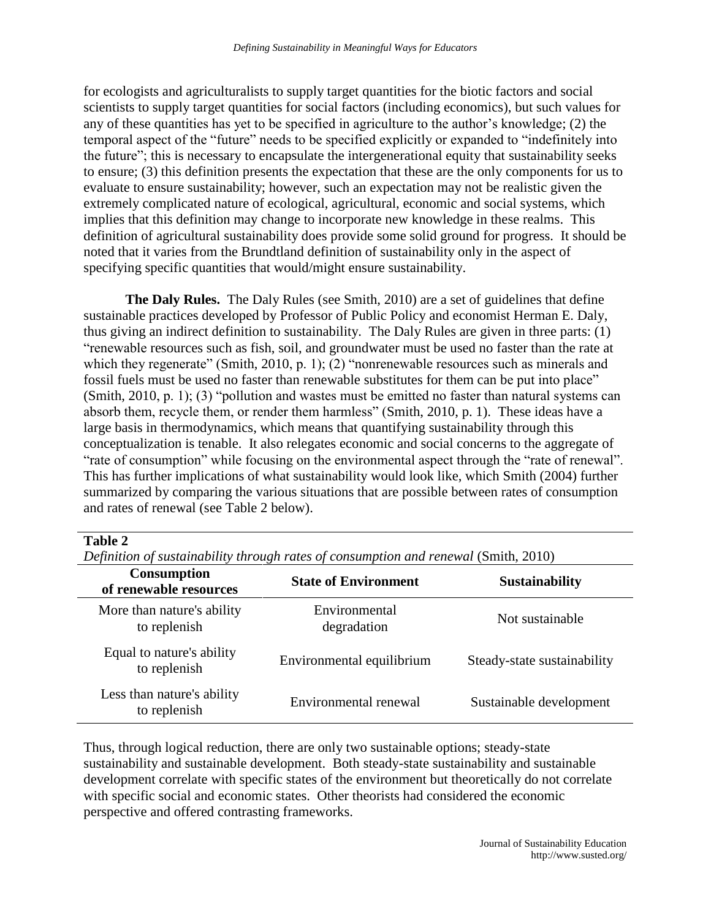for ecologists and agriculturalists to supply target quantities for the biotic factors and social scientists to supply target quantities for social factors (including economics), but such values for any of these quantities has yet to be specified in agriculture to the author's knowledge; (2) the temporal aspect of the "future" needs to be specified explicitly or expanded to "indefinitely into the future"; this is necessary to encapsulate the intergenerational equity that sustainability seeks to ensure; (3) this definition presents the expectation that these are the only components for us to evaluate to ensure sustainability; however, such an expectation may not be realistic given the extremely complicated nature of ecological, agricultural, economic and social systems, which implies that this definition may change to incorporate new knowledge in these realms. This definition of agricultural sustainability does provide some solid ground for progress. It should be noted that it varies from the Brundtland definition of sustainability only in the aspect of specifying specific quantities that would/might ensure sustainability.

**The Daly Rules.** The Daly Rules (see Smith, 2010) are a set of guidelines that define sustainable practices developed by Professor of Public Policy and economist Herman E. Daly, thus giving an indirect definition to sustainability. The Daly Rules are given in three parts: (1) "renewable resources such as fish, soil, and groundwater must be used no faster than the rate at which they regenerate" (Smith, 2010, p. 1); (2) "nonrenewable resources such as minerals and fossil fuels must be used no faster than renewable substitutes for them can be put into place" (Smith, 2010, p. 1); (3) "pollution and wastes must be emitted no faster than natural systems can absorb them, recycle them, or render them harmless" (Smith, 2010, p. 1). These ideas have a large basis in thermodynamics, which means that quantifying sustainability through this conceptualization is tenable. It also relegates economic and social concerns to the aggregate of "rate of consumption" while focusing on the environmental aspect through the "rate of renewal". This has further implications of what sustainability would look like, which Smith (2004) further summarized by comparing the various situations that are possible between rates of consumption and rates of renewal (see Table 2 below).

**Table 2**
*Definition of sustainability through rates of consumption and renewal* (Smith, 2010)

| Consumption of renewable resources | State of Environment | Sustainability |
|---|---|---|
| More than nature's ability to replenish | Environmental degradation | Not sustainable |
| Equal to nature's ability to replenish | Environmental equilibrium | Steady-state sustainability |
| Less than nature's ability to replenish | Environmental renewal | Sustainable development |

Thus, through logical reduction, there are only two sustainable options; steady-state sustainability and sustainable development. Both steady-state sustainability and sustainable development correlate with specific states of the environment but theoretically do not correlate with specific social and economic states. Other theorists had considered the economic perspective and offered contrasting frameworks.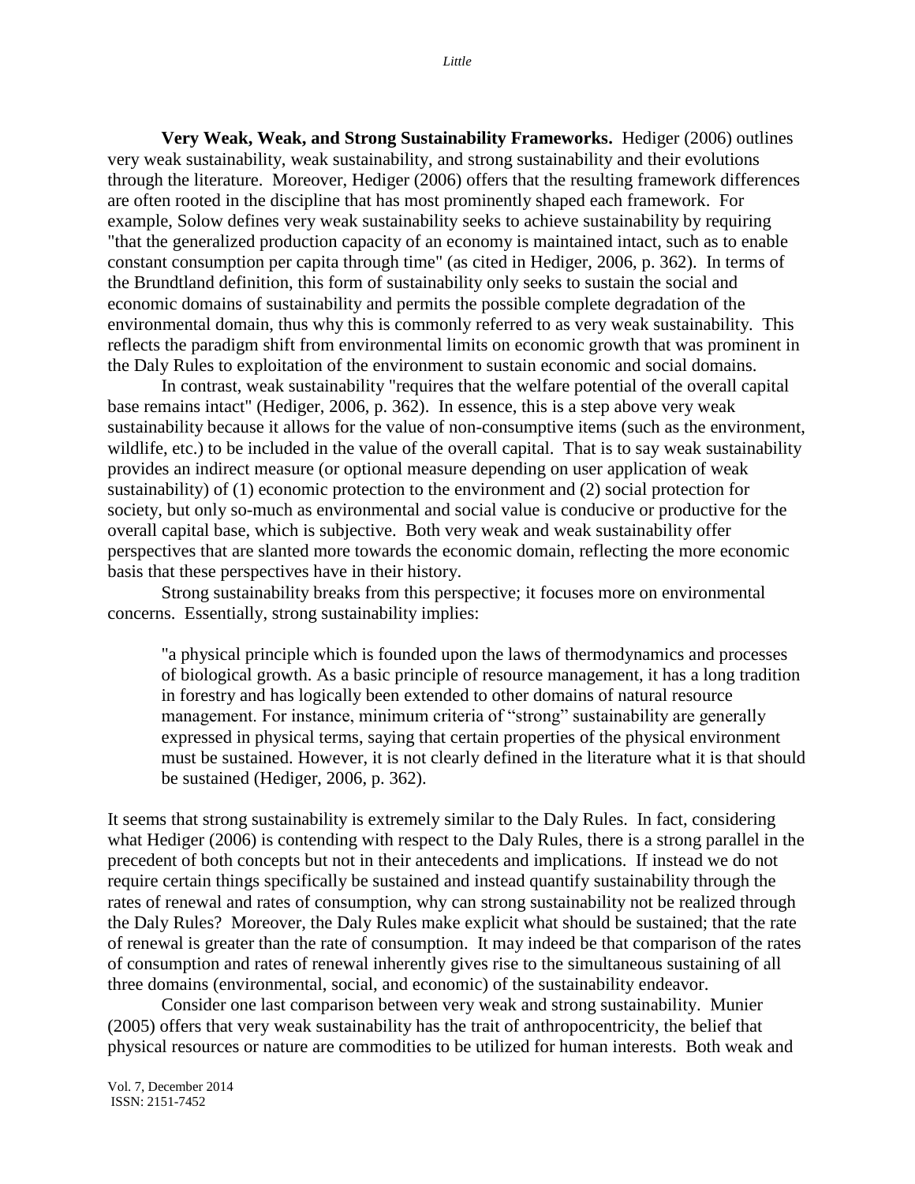**Very Weak, Weak, and Strong Sustainability Frameworks.** Hediger (2006) outlines very weak sustainability, weak sustainability, and strong sustainability and their evolutions through the literature. Moreover, Hediger (2006) offers that the resulting framework differences are often rooted in the discipline that has most prominently shaped each framework. For example, Solow defines very weak sustainability seeks to achieve sustainability by requiring "that the generalized production capacity of an economy is maintained intact, such as to enable constant consumption per capita through time" (as cited in Hediger, 2006, p. 362). In terms of the Brundtland definition, this form of sustainability only seeks to sustain the social and economic domains of sustainability and permits the possible complete degradation of the environmental domain, thus why this is commonly referred to as very weak sustainability. This reflects the paradigm shift from environmental limits on economic growth that was prominent in the Daly Rules to exploitation of the environment to sustain economic and social domains.

In contrast, weak sustainability "requires that the welfare potential of the overall capital base remains intact" (Hediger, 2006, p. 362). In essence, this is a step above very weak sustainability because it allows for the value of non-consumptive items (such as the environment, wildlife, etc.) to be included in the value of the overall capital. That is to say weak sustainability provides an indirect measure (or optional measure depending on user application of weak sustainability) of (1) economic protection to the environment and (2) social protection for society, but only so-much as environmental and social value is conducive or productive for the overall capital base, which is subjective. Both very weak and weak sustainability offer perspectives that are slanted more towards the economic domain, reflecting the more economic basis that these perspectives have in their history.

Strong sustainability breaks from this perspective; it focuses more on environmental concerns. Essentially, strong sustainability implies:

> "a physical principle which is founded upon the laws of thermodynamics and processes of biological growth. As a basic principle of resource management, it has a long tradition in forestry and has logically been extended to other domains of natural resource management. For instance, minimum criteria of "strong" sustainability are generally expressed in physical terms, saying that certain properties of the physical environment must be sustained. However, it is not clearly defined in the literature what it is that should be sustained (Hediger, 2006, p. 362).

It seems that strong sustainability is extremely similar to the Daly Rules. In fact, considering what Hediger (2006) is contending with respect to the Daly Rules, there is a strong parallel in the precedent of both concepts but not in their antecedents and implications. If instead we do not require certain things specifically be sustained and instead quantify sustainability through the rates of renewal and rates of consumption, why can strong sustainability not be realized through the Daly Rules? Moreover, the Daly Rules make explicit what should be sustained; that the rate of renewal is greater than the rate of consumption. It may indeed be that comparison of the rates of consumption and rates of renewal inherently gives rise to the simultaneous sustaining of all three domains (environmental, social, and economic) of the sustainability endeavor.

Consider one last comparison between very weak and strong sustainability. Munier (2005) offers that very weak sustainability has the trait of anthropocentricity, the belief that physical resources or nature are commodities to be utilized for human interests. Both weak and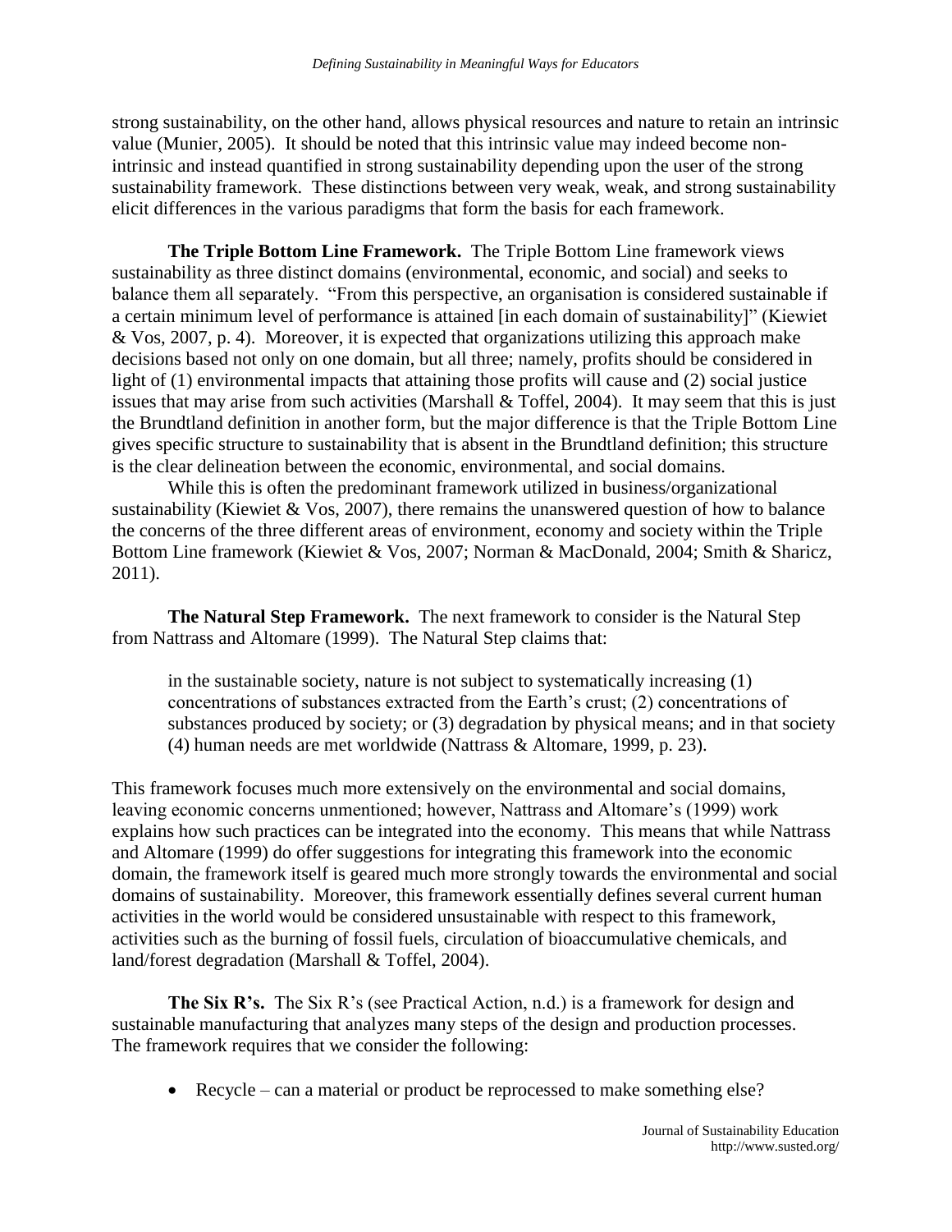strong sustainability, on the other hand, allows physical resources and nature to retain an intrinsic value (Munier, 2005). It should be noted that this intrinsic value may indeed become non-intrinsic and instead quantified in strong sustainability depending upon the user of the strong sustainability framework. These distinctions between very weak, weak, and strong sustainability elicit differences in the various paradigms that form the basis for each framework.

**The Triple Bottom Line Framework.** The Triple Bottom Line framework views sustainability as three distinct domains (environmental, economic, and social) and seeks to balance them all separately. "From this perspective, an organisation is considered sustainable if a certain minimum level of performance is attained [in each domain of sustainability]" (Kiewiet & Vos, 2007, p. 4). Moreover, it is expected that organizations utilizing this approach make decisions based not only on one domain, but all three; namely, profits should be considered in light of (1) environmental impacts that attaining those profits will cause and (2) social justice issues that may arise from such activities (Marshall & Toffel, 2004). It may seem that this is just the Brundtland definition in another form, but the major difference is that the Triple Bottom Line gives specific structure to sustainability that is absent in the Brundtland definition; this structure is the clear delineation between the economic, environmental, and social domains.

While this is often the predominant framework utilized in business/organizational sustainability (Kiewiet & Vos, 2007), there remains the unanswered question of how to balance the concerns of the three different areas of environment, economy and society within the Triple Bottom Line framework (Kiewiet & Vos, 2007; Norman & MacDonald, 2004; Smith & Sharicz, 2011).

**The Natural Step Framework.** The next framework to consider is the Natural Step from Nattrass and Altomare (1999). The Natural Step claims that:

> in the sustainable society, nature is not subject to systematically increasing (1) concentrations of substances extracted from the Earth's crust; (2) concentrations of substances produced by society; or (3) degradation by physical means; and in that society (4) human needs are met worldwide (Nattrass & Altomare, 1999, p. 23).

This framework focuses much more extensively on the environmental and social domains, leaving economic concerns unmentioned; however, Nattrass and Altomare's (1999) work explains how such practices can be integrated into the economy. This means that while Nattrass and Altomare (1999) do offer suggestions for integrating this framework into the economic domain, the framework itself is geared much more strongly towards the environmental and social domains of sustainability. Moreover, this framework essentially defines several current human activities in the world would be considered unsustainable with respect to this framework, activities such as the burning of fossil fuels, circulation of bioaccumulative chemicals, and land/forest degradation (Marshall & Toffel, 2004).

**The Six R's.** The Six R's (see Practical Action, n.d.) is a framework for design and sustainable manufacturing that analyzes many steps of the design and production processes. The framework requires that we consider the following:

- Recycle – can a material or product be reprocessed to make something else?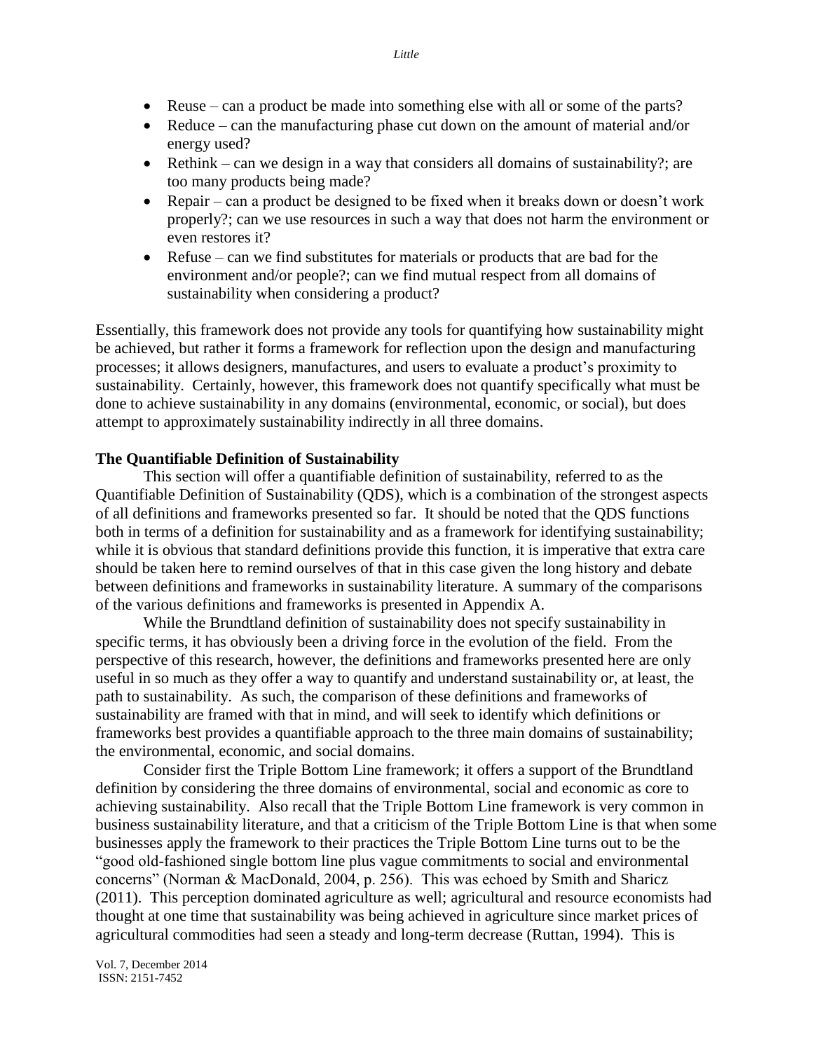- Reuse – can a product be made into something else with all or some of the parts?
- Reduce – can the manufacturing phase cut down on the amount of material and/or energy used?
- Rethink – can we design in a way that considers all domains of sustainability?; are too many products being made?
- Repair – can a product be designed to be fixed when it breaks down or doesn't work properly?; can we use resources in such a way that does not harm the environment or even restores it?
- Refuse – can we find substitutes for materials or products that are bad for the environment and/or people?; can we find mutual respect from all domains of sustainability when considering a product?

Essentially, this framework does not provide any tools for quantifying how sustainability might be achieved, but rather it forms a framework for reflection upon the design and manufacturing processes; it allows designers, manufactures, and users to evaluate a product's proximity to sustainability. Certainly, however, this framework does not quantify specifically what must be done to achieve sustainability in any domains (environmental, economic, or social), but does attempt to approximately sustainability indirectly in all three domains.

**The Quantifiable Definition of Sustainability**

This section will offer a quantifiable definition of sustainability, referred to as the Quantifiable Definition of Sustainability (QDS), which is a combination of the strongest aspects of all definitions and frameworks presented so far. It should be noted that the QDS functions both in terms of a definition for sustainability and as a framework for identifying sustainability; while it is obvious that standard definitions provide this function, it is imperative that extra care should be taken here to remind ourselves of that in this case given the long history and debate between definitions and frameworks in sustainability literature. A summary of the comparisons of the various definitions and frameworks is presented in Appendix A.

While the Brundtland definition of sustainability does not specify sustainability in specific terms, it has obviously been a driving force in the evolution of the field. From the perspective of this research, however, the definitions and frameworks presented here are only useful in so much as they offer a way to quantify and understand sustainability or, at least, the path to sustainability. As such, the comparison of these definitions and frameworks of sustainability are framed with that in mind, and will seek to identify which definitions or frameworks best provides a quantifiable approach to the three main domains of sustainability; the environmental, economic, and social domains.

Consider first the Triple Bottom Line framework; it offers a support of the Brundtland definition by considering the three domains of environmental, social and economic as core to achieving sustainability. Also recall that the Triple Bottom Line framework is very common in business sustainability literature, and that a criticism of the Triple Bottom Line is that when some businesses apply the framework to their practices the Triple Bottom Line turns out to be the "good old-fashioned single bottom line plus vague commitments to social and environmental concerns" (Norman & MacDonald, 2004, p. 256). This was echoed by Smith and Sharicz (2011). This perception dominated agriculture as well; agricultural and resource economists had thought at one time that sustainability was being achieved in agriculture since market prices of agricultural commodities had seen a steady and long-term decrease (Ruttan, 1994). This is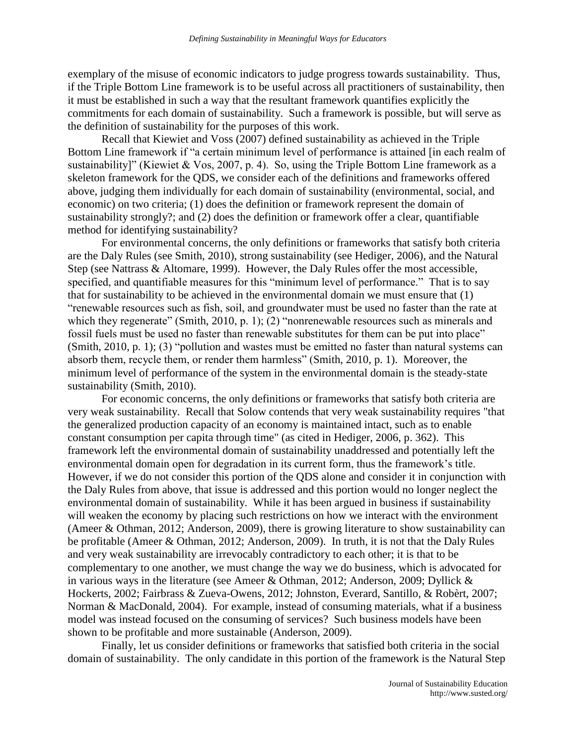exemplary of the misuse of economic indicators to judge progress towards sustainability. Thus, if the Triple Bottom Line framework is to be useful across all practitioners of sustainability, then it must be established in such a way that the resultant framework quantifies explicitly the commitments for each domain of sustainability. Such a framework is possible, but will serve as the definition of sustainability for the purposes of this work.

Recall that Kiewiet and Voss (2007) defined sustainability as achieved in the Triple Bottom Line framework if "a certain minimum level of performance is attained [in each realm of sustainability]" (Kiewiet & Vos, 2007, p. 4). So, using the Triple Bottom Line framework as a skeleton framework for the QDS, we consider each of the definitions and frameworks offered above, judging them individually for each domain of sustainability (environmental, social, and economic) on two criteria; (1) does the definition or framework represent the domain of sustainability strongly?; and (2) does the definition or framework offer a clear, quantifiable method for identifying sustainability?

For environmental concerns, the only definitions or frameworks that satisfy both criteria are the Daly Rules (see Smith, 2010), strong sustainability (see Hediger, 2006), and the Natural Step (see Nattrass & Altomare, 1999). However, the Daly Rules offer the most accessible, specified, and quantifiable measures for this "minimum level of performance." That is to say that for sustainability to be achieved in the environmental domain we must ensure that (1) "renewable resources such as fish, soil, and groundwater must be used no faster than the rate at which they regenerate" (Smith, 2010, p. 1); (2) "nonrenewable resources such as minerals and fossil fuels must be used no faster than renewable substitutes for them can be put into place" (Smith, 2010, p. 1); (3) "pollution and wastes must be emitted no faster than natural systems can absorb them, recycle them, or render them harmless" (Smith, 2010, p. 1). Moreover, the minimum level of performance of the system in the environmental domain is the steady-state sustainability (Smith, 2010).

For economic concerns, the only definitions or frameworks that satisfy both criteria are very weak sustainability. Recall that Solow contends that very weak sustainability requires "that the generalized production capacity of an economy is maintained intact, such as to enable constant consumption per capita through time" (as cited in Hediger, 2006, p. 362). This framework left the environmental domain of sustainability unaddressed and potentially left the environmental domain open for degradation in its current form, thus the framework's title. However, if we do not consider this portion of the QDS alone and consider it in conjunction with the Daly Rules from above, that issue is addressed and this portion would no longer neglect the environmental domain of sustainability. While it has been argued in business if sustainability will weaken the economy by placing such restrictions on how we interact with the environment (Ameer & Othman, 2012; Anderson, 2009), there is growing literature to show sustainability can be profitable (Ameer & Othman, 2012; Anderson, 2009). In truth, it is not that the Daly Rules and very weak sustainability are irrevocably contradictory to each other; it is that to be complementary to one another, we must change the way we do business, which is advocated for in various ways in the literature (see Ameer & Othman, 2012; Anderson, 2009; Dyllick & Hockerts, 2002; Fairbrass & Zueva-Owens, 2012; Johnston, Everard, Santillo, & Robèrt, 2007; Norman & MacDonald, 2004). For example, instead of consuming materials, what if a business model was instead focused on the consuming of services? Such business models have been shown to be profitable and more sustainable (Anderson, 2009).

Finally, let us consider definitions or frameworks that satisfied both criteria in the social domain of sustainability. The only candidate in this portion of the framework is the Natural Step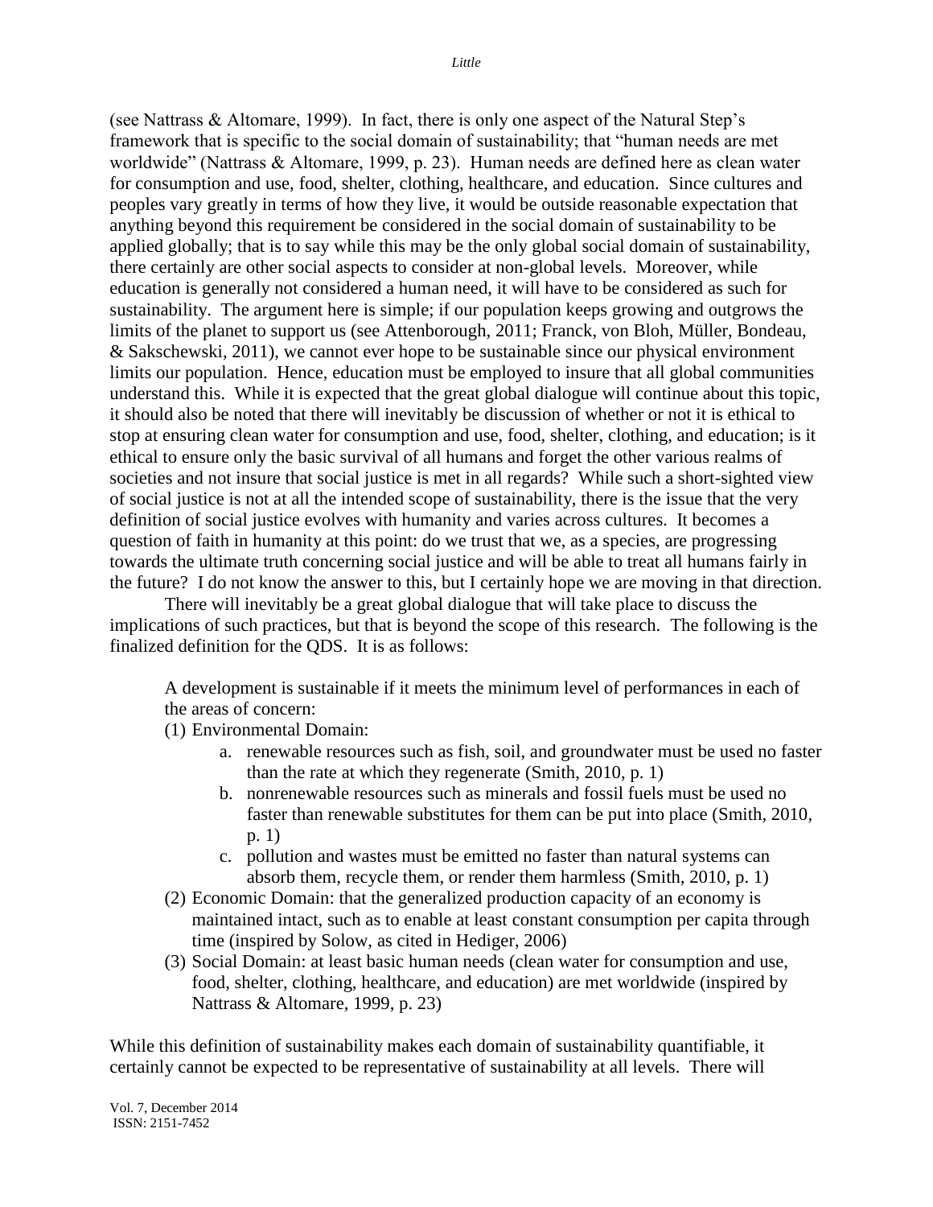(see Nattrass & Altomare, 1999). In fact, there is only one aspect of the Natural Step's framework that is specific to the social domain of sustainability; that "human needs are met worldwide" (Nattrass & Altomare, 1999, p. 23). Human needs are defined here as clean water for consumption and use, food, shelter, clothing, healthcare, and education. Since cultures and peoples vary greatly in terms of how they live, it would be outside reasonable expectation that anything beyond this requirement be considered in the social domain of sustainability to be applied globally; that is to say while this may be the only global social domain of sustainability, there certainly are other social aspects to consider at non-global levels. Moreover, while education is generally not considered a human need, it will have to be considered as such for sustainability. The argument here is simple; if our population keeps growing and outgrows the limits of the planet to support us (see Attenborough, 2011; Franck, von Bloh, Müller, Bondeau, & Sakschewski, 2011), we cannot ever hope to be sustainable since our physical environment limits our population. Hence, education must be employed to insure that all global communities understand this. While it is expected that the great global dialogue will continue about this topic, it should also be noted that there will inevitably be discussion of whether or not it is ethical to stop at ensuring clean water for consumption and use, food, shelter, clothing, and education; is it ethical to ensure only the basic survival of all humans and forget the other various realms of societies and not insure that social justice is met in all regards? While such a short-sighted view of social justice is not at all the intended scope of sustainability, there is the issue that the very definition of social justice evolves with humanity and varies across cultures. It becomes a question of faith in humanity at this point: do we trust that we, as a species, are progressing towards the ultimate truth concerning social justice and will be able to treat all humans fairly in the future? I do not know the answer to this, but I certainly hope we are moving in that direction.

There will inevitably be a great global dialogue that will take place to discuss the implications of such practices, but that is beyond the scope of this research. The following is the finalized definition for the QDS. It is as follows:

> A development is sustainable if it meets the minimum level of performances in each of the areas of concern:
>
> (1) Environmental Domain:
>    a. renewable resources such as fish, soil, and groundwater must be used no faster than the rate at which they regenerate (Smith, 2010, p. 1)
>    b. nonrenewable resources such as minerals and fossil fuels must be used no faster than renewable substitutes for them can be put into place (Smith, 2010, p. 1)
>    c. pollution and wastes must be emitted no faster than natural systems can absorb them, recycle them, or render them harmless (Smith, 2010, p. 1)
>
> (2) Economic Domain: that the generalized production capacity of an economy is maintained intact, such as to enable at least constant consumption per capita through time (inspired by Solow, as cited in Hediger, 2006)
>
> (3) Social Domain: at least basic human needs (clean water for consumption and use, food, shelter, clothing, healthcare, and education) are met worldwide (inspired by Nattrass & Altomare, 1999, p. 23)

While this definition of sustainability makes each domain of sustainability quantifiable, it certainly cannot be expected to be representative of sustainability at all levels. There will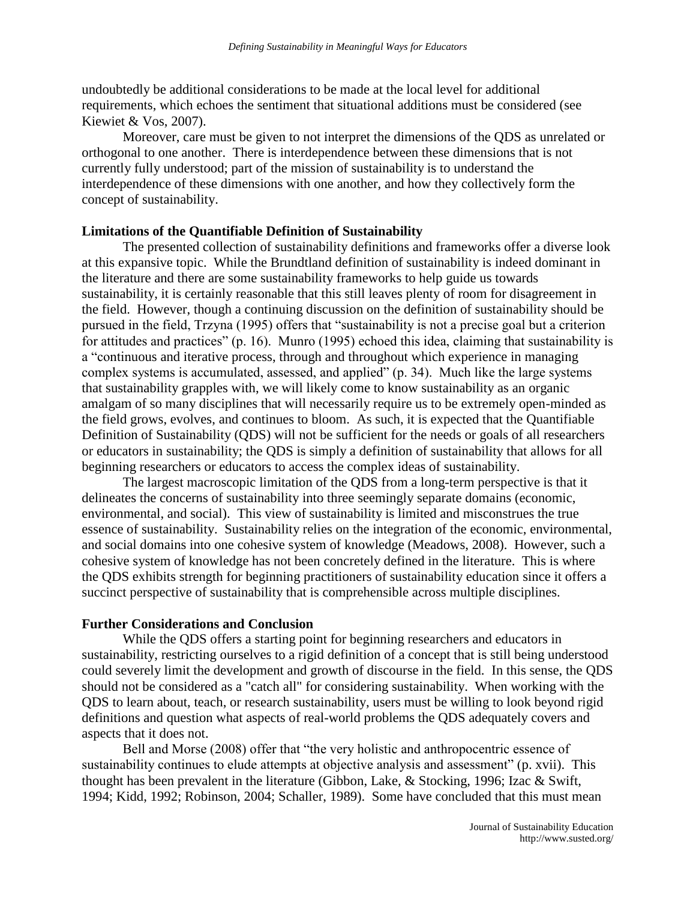undoubtedly be additional considerations to be made at the local level for additional requirements, which echoes the sentiment that situational additions must be considered (see Kiewiet & Vos, 2007).

Moreover, care must be given to not interpret the dimensions of the QDS as unrelated or orthogonal to one another. There is interdependence between these dimensions that is not currently fully understood; part of the mission of sustainability is to understand the interdependence of these dimensions with one another, and how they collectively form the concept of sustainability.

**Limitations of the Quantifiable Definition of Sustainability**

The presented collection of sustainability definitions and frameworks offer a diverse look at this expansive topic. While the Brundtland definition of sustainability is indeed dominant in the literature and there are some sustainability frameworks to help guide us towards sustainability, it is certainly reasonable that this still leaves plenty of room for disagreement in the field. However, though a continuing discussion on the definition of sustainability should be pursued in the field, Trzyna (1995) offers that "sustainability is not a precise goal but a criterion for attitudes and practices" (p. 16). Munro (1995) echoed this idea, claiming that sustainability is a "continuous and iterative process, through and throughout which experience in managing complex systems is accumulated, assessed, and applied" (p. 34). Much like the large systems that sustainability grapples with, we will likely come to know sustainability as an organic amalgam of so many disciplines that will necessarily require us to be extremely open-minded as the field grows, evolves, and continues to bloom. As such, it is expected that the Quantifiable Definition of Sustainability (QDS) will not be sufficient for the needs or goals of all researchers or educators in sustainability; the QDS is simply a definition of sustainability that allows for all beginning researchers or educators to access the complex ideas of sustainability.

The largest macroscopic limitation of the QDS from a long-term perspective is that it delineates the concerns of sustainability into three seemingly separate domains (economic, environmental, and social). This view of sustainability is limited and misconstrues the true essence of sustainability. Sustainability relies on the integration of the economic, environmental, and social domains into one cohesive system of knowledge (Meadows, 2008). However, such a cohesive system of knowledge has not been concretely defined in the literature. This is where the QDS exhibits strength for beginning practitioners of sustainability education since it offers a succinct perspective of sustainability that is comprehensible across multiple disciplines.

**Further Considerations and Conclusion**

While the QDS offers a starting point for beginning researchers and educators in sustainability, restricting ourselves to a rigid definition of a concept that is still being understood could severely limit the development and growth of discourse in the field. In this sense, the QDS should not be considered as a "catch all" for considering sustainability. When working with the QDS to learn about, teach, or research sustainability, users must be willing to look beyond rigid definitions and question what aspects of real-world problems the QDS adequately covers and aspects that it does not.

Bell and Morse (2008) offer that "the very holistic and anthropocentric essence of sustainability continues to elude attempts at objective analysis and assessment" (p. xvii). This thought has been prevalent in the literature (Gibbon, Lake, & Stocking, 1996; Izac & Swift, 1994; Kidd, 1992; Robinson, 2004; Schaller, 1989). Some have concluded that this must mean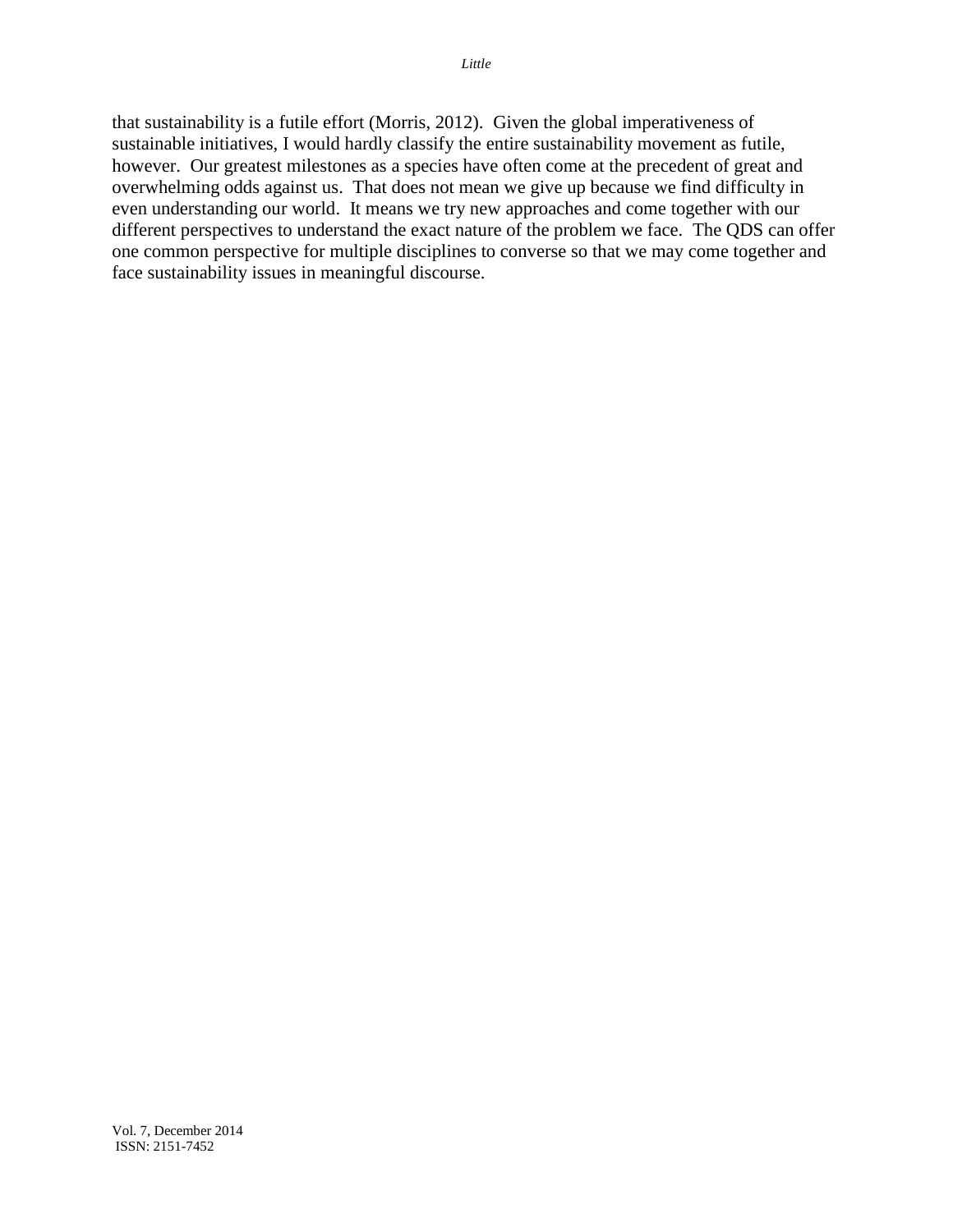that sustainability is a futile effort (Morris, 2012). Given the global imperativeness of sustainable initiatives, I would hardly classify the entire sustainability movement as futile, however. Our greatest milestones as a species have often come at the precedent of great and overwhelming odds against us. That does not mean we give up because we find difficulty in even understanding our world. It means we try new approaches and come together with our different perspectives to understand the exact nature of the problem we face. The QDS can offer one common perspective for multiple disciplines to converse so that we may come together and face sustainability issues in meaningful discourse.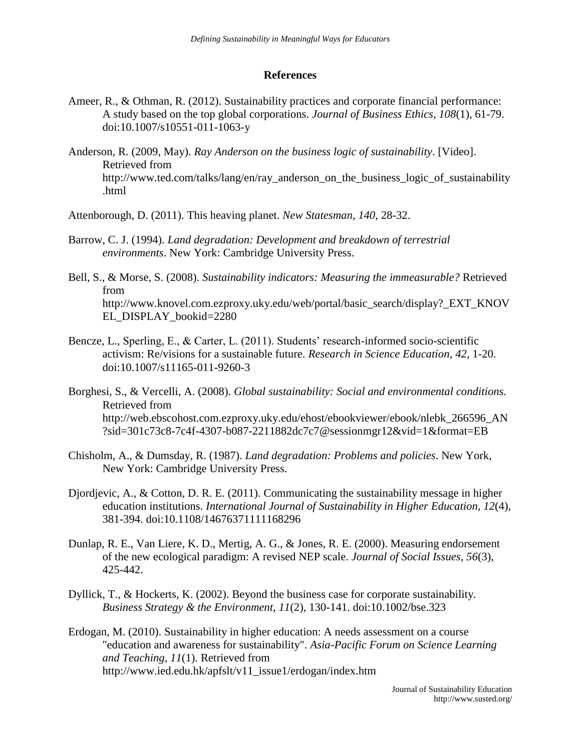## References

Ameer, R., & Othman, R. (2012). Sustainability practices and corporate financial performance: A study based on the top global corporations. *Journal of Business Ethics, 108*(1), 61-79. doi:10.1007/s10551-011-1063-y

Anderson, R. (2009, May). *Ray Anderson on the business logic of sustainability*. [Video]. Retrieved from http://www.ted.com/talks/lang/en/ray_anderson_on_the_business_logic_of_sustainability.html

Attenborough, D. (2011). This heaving planet. *New Statesman, 140*, 28-32.

Barrow, C. J. (1994). *Land degradation: Development and breakdown of terrestrial environments*. New York: Cambridge University Press.

Bell, S., & Morse, S. (2008). *Sustainability indicators: Measuring the immeasurable?* Retrieved from http://www.knovel.com.ezproxy.uky.edu/web/portal/basic_search/display?_EXT_KNOVEL_DISPLAY_bookid=2280

Bencze, L., Sperling, E., & Carter, L. (2011). Students' research-informed socio-scientific activism: Re/visions for a sustainable future. *Research in Science Education, 42*, 1-20. doi:10.1007/s11165-011-9260-3

Borghesi, S., & Vercelli, A. (2008). *Global sustainability: Social and environmental conditions.* Retrieved from http://web.ebscohost.com.ezproxy.uky.edu/ehost/ebookviewer/ebook/nlebk_266596_AN?sid=301c73c8-7c4f-4307-b087-2211882dc7c7@sessionmgr12&vid=1&format=EB

Chisholm, A., & Dumsday, R. (1987). *Land degradation: Problems and policies*. New York, New York: Cambridge University Press.

Djordjevic, A., & Cotton, D. R. E. (2011). Communicating the sustainability message in higher education institutions. *International Journal of Sustainability in Higher Education, 12*(4), 381-394. doi:10.1108/14676371111168296

Dunlap, R. E., Van Liere, K. D., Mertig, A. G., & Jones, R. E. (2000). Measuring endorsement of the new ecological paradigm: A revised NEP scale. *Journal of Social Issues, 56*(3), 425-442.

Dyllick, T., & Hockerts, K. (2002). Beyond the business case for corporate sustainability. *Business Strategy & the Environment, 11*(2), 130-141. doi:10.1002/bse.323

Erdogan, M. (2010). Sustainability in higher education: A needs assessment on a course "education and awareness for sustainability". *Asia-Pacific Forum on Science Learning and Teaching, 11*(1). Retrieved from http://www.ied.edu.hk/apfslt/v11_issue1/erdogan/index.htm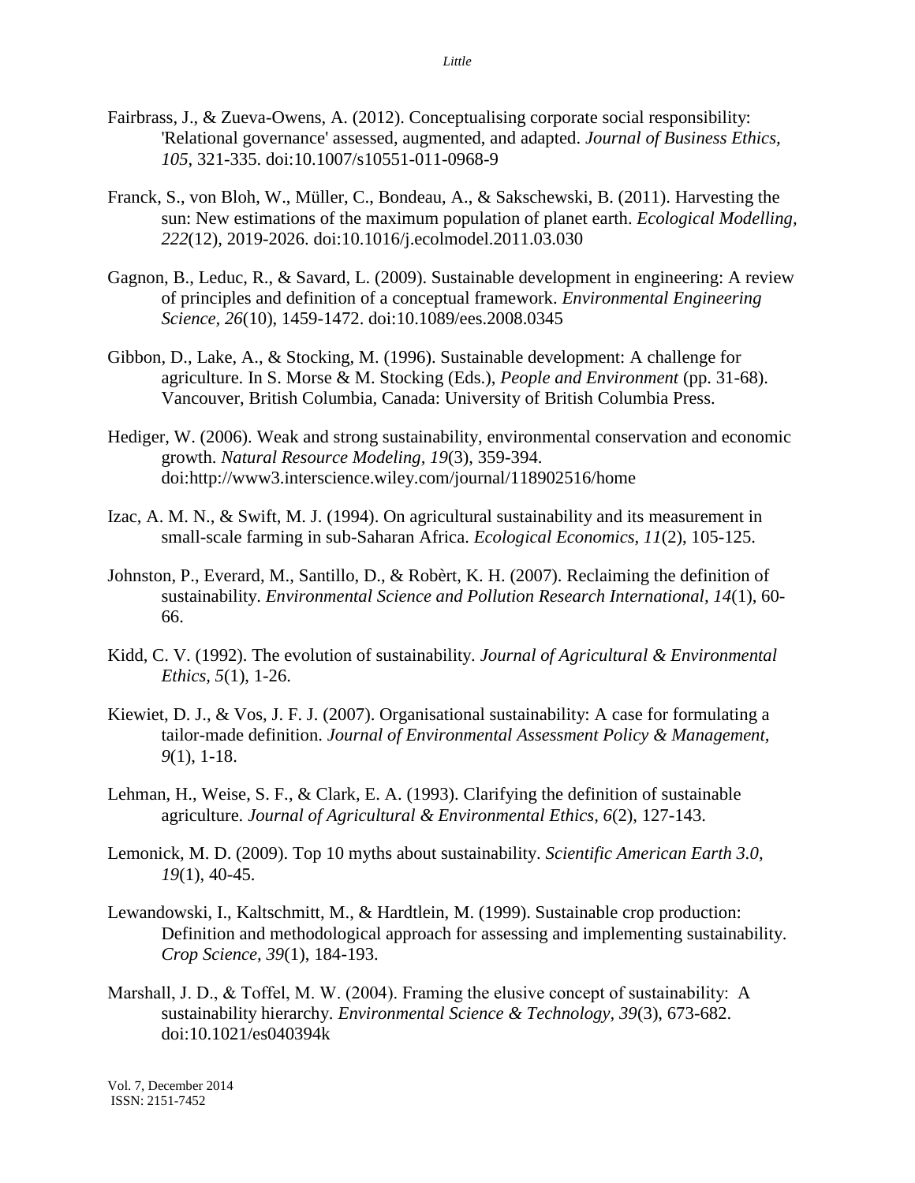Fairbrass, J., & Zueva-Owens, A. (2012). Conceptualising corporate social responsibility: 'Relational governance' assessed, augmented, and adapted. *Journal of Business Ethics, 105*, 321-335. doi:10.1007/s10551-011-0968-9

Franck, S., von Bloh, W., Müller, C., Bondeau, A., & Sakschewski, B. (2011). Harvesting the sun: New estimations of the maximum population of planet earth. *Ecological Modelling, 222*(12), 2019-2026. doi:10.1016/j.ecolmodel.2011.03.030

Gagnon, B., Leduc, R., & Savard, L. (2009). Sustainable development in engineering: A review of principles and definition of a conceptual framework. *Environmental Engineering Science, 26*(10), 1459-1472. doi:10.1089/ees.2008.0345

Gibbon, D., Lake, A., & Stocking, M. (1996). Sustainable development: A challenge for agriculture. In S. Morse & M. Stocking (Eds.), *People and Environment* (pp. 31-68). Vancouver, British Columbia, Canada: University of British Columbia Press.

Hediger, W. (2006). Weak and strong sustainability, environmental conservation and economic growth. *Natural Resource Modeling, 19*(3), 359-394. doi:http://www3.interscience.wiley.com/journal/118902516/home

Izac, A. M. N., & Swift, M. J. (1994). On agricultural sustainability and its measurement in small-scale farming in sub-Saharan Africa. *Ecological Economics, 11*(2), 105-125.

Johnston, P., Everard, M., Santillo, D., & Robèrt, K. H. (2007). Reclaiming the definition of sustainability. *Environmental Science and Pollution Research International, 14*(1), 60-66.

Kidd, C. V. (1992). The evolution of sustainability. *Journal of Agricultural & Environmental Ethics, 5*(1), 1-26.

Kiewiet, D. J., & Vos, J. F. J. (2007). Organisational sustainability: A case for formulating a tailor-made definition. *Journal of Environmental Assessment Policy & Management, 9*(1), 1-18.

Lehman, H., Weise, S. F., & Clark, E. A. (1993). Clarifying the definition of sustainable agriculture. *Journal of Agricultural & Environmental Ethics, 6*(2), 127-143.

Lemonick, M. D. (2009). Top 10 myths about sustainability. *Scientific American Earth 3.0, 19*(1), 40-45.

Lewandowski, I., Kaltschmitt, M., & Hardtlein, M. (1999). Sustainable crop production: Definition and methodological approach for assessing and implementing sustainability. *Crop Science, 39*(1), 184-193.

Marshall, J. D., & Toffel, M. W. (2004). Framing the elusive concept of sustainability: A sustainability hierarchy. *Environmental Science & Technology, 39*(3), 673-682. doi:10.1021/es040394k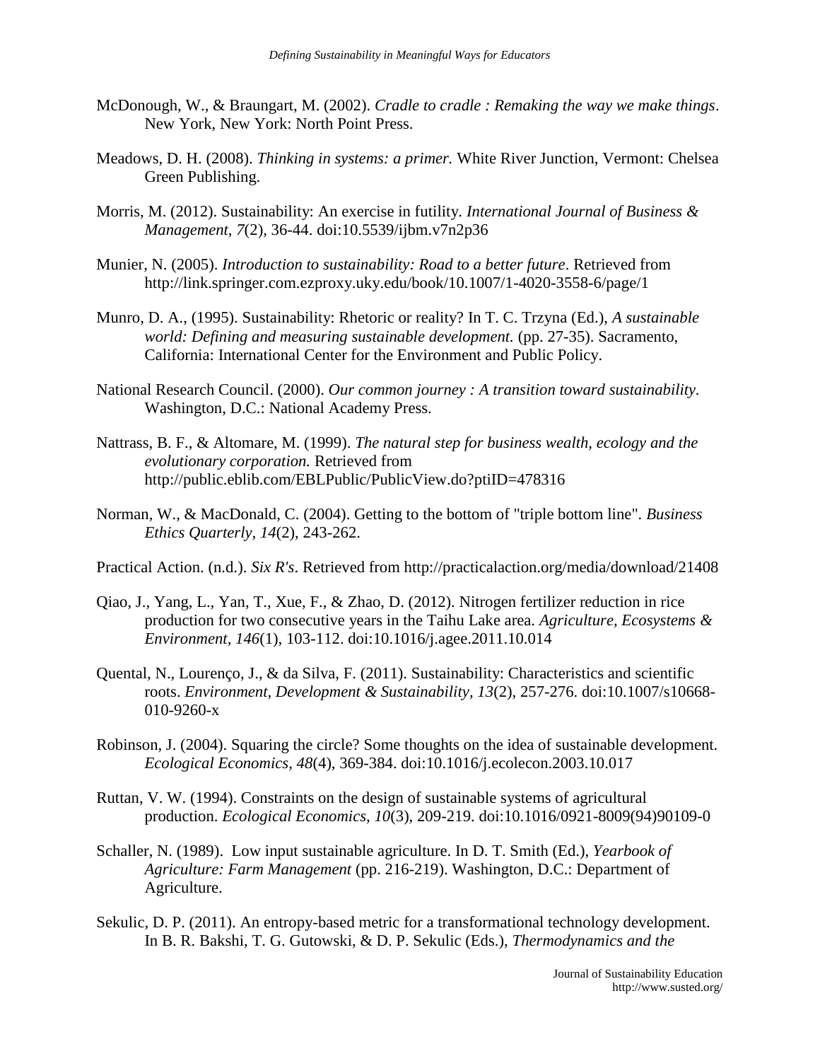McDonough, W., & Braungart, M. (2002). *Cradle to cradle : Remaking the way we make things*. New York, New York: North Point Press.

Meadows, D. H. (2008). *Thinking in systems: a primer.* White River Junction, Vermont: Chelsea Green Publishing.

Morris, M. (2012). Sustainability: An exercise in futility. *International Journal of Business & Management, 7*(2), 36-44. doi:10.5539/ijbm.v7n2p36

Munier, N. (2005). *Introduction to sustainability: Road to a better future*. Retrieved from http://link.springer.com.ezproxy.uky.edu/book/10.1007/1-4020-3558-6/page/1

Munro, D. A., (1995). Sustainability: Rhetoric or reality? In T. C. Trzyna (Ed.), *A sustainable world: Defining and measuring sustainable development.* (pp. 27-35). Sacramento, California: International Center for the Environment and Public Policy.

National Research Council. (2000). *Our common journey : A transition toward sustainability.* Washington, D.C.: National Academy Press.

Nattrass, B. F., & Altomare, M. (1999). *The natural step for business wealth, ecology and the evolutionary corporation.* Retrieved from http://public.eblib.com/EBLPublic/PublicView.do?ptiID=478316

Norman, W., & MacDonald, C. (2004). Getting to the bottom of "triple bottom line". *Business Ethics Quarterly, 14*(2), 243-262.

Practical Action. (n.d.). *Six R's*. Retrieved from http://practicalaction.org/media/download/21408

Qiao, J., Yang, L., Yan, T., Xue, F., & Zhao, D. (2012). Nitrogen fertilizer reduction in rice production for two consecutive years in the Taihu Lake area. *Agriculture, Ecosystems & Environment, 146*(1), 103-112. doi:10.1016/j.agee.2011.10.014

Quental, N., Lourenço, J., & da Silva, F. (2011). Sustainability: Characteristics and scientific roots. *Environment, Development & Sustainability, 13*(2), 257-276. doi:10.1007/s10668-010-9260-x

Robinson, J. (2004). Squaring the circle? Some thoughts on the idea of sustainable development. *Ecological Economics, 48*(4), 369-384. doi:10.1016/j.ecolecon.2003.10.017

Ruttan, V. W. (1994). Constraints on the design of sustainable systems of agricultural production. *Ecological Economics, 10*(3), 209-219. doi:10.1016/0921-8009(94)90109-0

Schaller, N. (1989). Low input sustainable agriculture. In D. T. Smith (Ed.), *Yearbook of Agriculture: Farm Management* (pp. 216-219). Washington, D.C.: Department of Agriculture.

Sekulic, D. P. (2011). An entropy-based metric for a transformational technology development. In B. R. Bakshi, T. G. Gutowski, & D. P. Sekulic (Eds.), *Thermodynamics and the*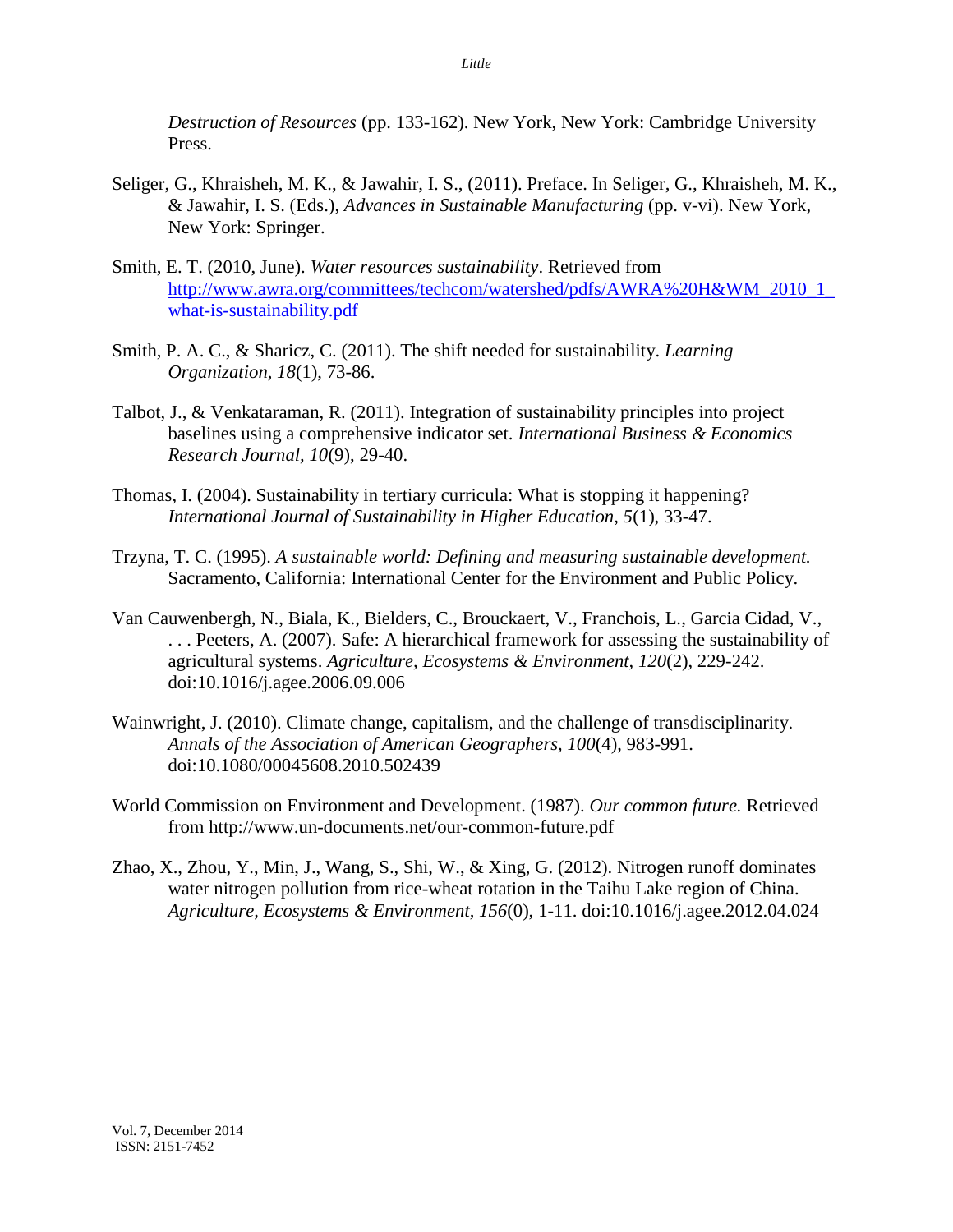*Destruction of Resources* (pp. 133-162). New York, New York: Cambridge University Press.

Seliger, G., Khraisheh, M. K., & Jawahir, I. S., (2011). Preface. In Seliger, G., Khraisheh, M. K., & Jawahir, I. S. (Eds.), *Advances in Sustainable Manufacturing* (pp. v-vi). New York, New York: Springer.

Smith, E. T. (2010, June). *Water resources sustainability*. Retrieved from http://www.awra.org/committees/techcom/watershed/pdfs/AWRA%20H&WM_2010_1_what-is-sustainability.pdf

Smith, P. A. C., & Sharicz, C. (2011). The shift needed for sustainability. *Learning Organization, 18*(1), 73-86.

Talbot, J., & Venkataraman, R. (2011). Integration of sustainability principles into project baselines using a comprehensive indicator set. *International Business & Economics Research Journal, 10*(9), 29-40.

Thomas, I. (2004). Sustainability in tertiary curricula: What is stopping it happening? *International Journal of Sustainability in Higher Education, 5*(1), 33-47.

Trzyna, T. C. (1995). *A sustainable world: Defining and measuring sustainable development.* Sacramento, California: International Center for the Environment and Public Policy.

Van Cauwenbergh, N., Biala, K., Bielders, C., Brouckaert, V., Franchois, L., Garcia Cidad, V., . . . Peeters, A. (2007). Safe: A hierarchical framework for assessing the sustainability of agricultural systems. *Agriculture, Ecosystems & Environment, 120*(2), 229-242. doi:10.1016/j.agee.2006.09.006

Wainwright, J. (2010). Climate change, capitalism, and the challenge of transdisciplinarity. *Annals of the Association of American Geographers, 100*(4), 983-991. doi:10.1080/00045608.2010.502439

World Commission on Environment and Development. (1987). *Our common future.* Retrieved from http://www.un-documents.net/our-common-future.pdf

Zhao, X., Zhou, Y., Min, J., Wang, S., Shi, W., & Xing, G. (2012). Nitrogen runoff dominates water nitrogen pollution from rice-wheat rotation in the Taihu Lake region of China. *Agriculture, Ecosystems & Environment, 156*(0), 1-11. doi:10.1016/j.agee.2012.04.024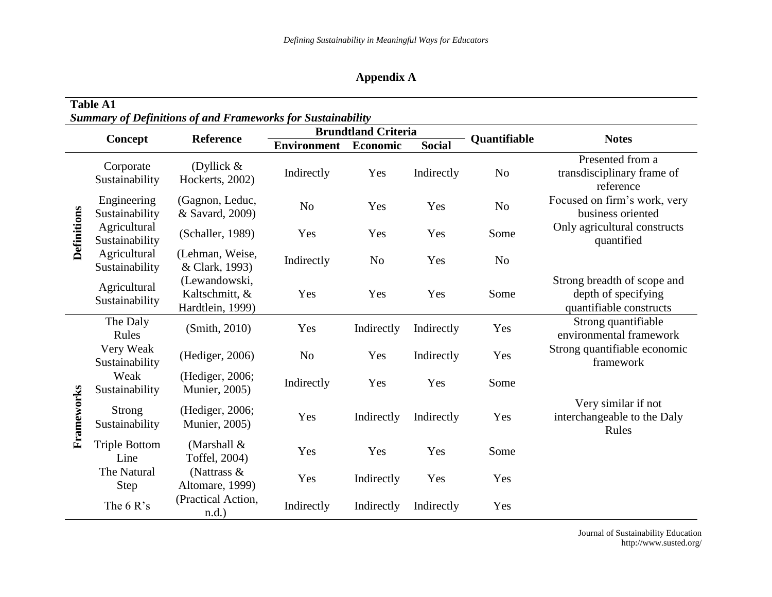## Appendix A

**Table A1**
***Summary of Definitions of and Frameworks for Sustainability***

| | Concept | Reference | Brundtland Criteria | | | Quantifiable | Notes |
|---|---|---|---|---|---|---|---|
| | | | Environment | Economic | Social | | |
| **Definitions** | Corporate Sustainability | (Dyllick & Hockerts, 2002) | Indirectly | Yes | Indirectly | No | Presented from a transdisciplinary frame of reference |
| | Engineering Sustainability | (Gagnon, Leduc, & Savard, 2009) | No | Yes | Yes | No | Focused on firm's work, very business oriented |
| | Agricultural Sustainability | (Schaller, 1989) | Yes | Yes | Yes | Some | Only agricultural constructs quantified |
| | Agricultural Sustainability | (Lehman, Weise, & Clark, 1993) | Indirectly | No | Yes | No | |
| | Agricultural Sustainability | (Lewandowski, Kaltschmitt, & Hardtlein, 1999) | Yes | Yes | Yes | Some | Strong breadth of scope and depth of specifying quantifiable constructs |
| **Frameworks** | The Daly Rules | (Smith, 2010) | Yes | Indirectly | Indirectly | Yes | Strong quantifiable environmental framework |
| | Very Weak Sustainability | (Hediger, 2006) | No | Yes | Indirectly | Yes | Strong quantifiable economic framework |
| | Weak Sustainability | (Hediger, 2006; Munier, 2005) | Indirectly | Yes | Yes | Some | |
| | Strong Sustainability | (Hediger, 2006; Munier, 2005) | Yes | Indirectly | Indirectly | Yes | Very similar if not interchangeable to the Daly Rules |
| | Triple Bottom Line | (Marshall & Toffel, 2004) | Yes | Yes | Yes | Some | |
| | The Natural Step | (Nattrass & Altomare, 1999) | Yes | Indirectly | Yes | Yes | |
| | The 6 R's | (Practical Action, n.d.) | Indirectly | Indirectly | Indirectly | Yes | |